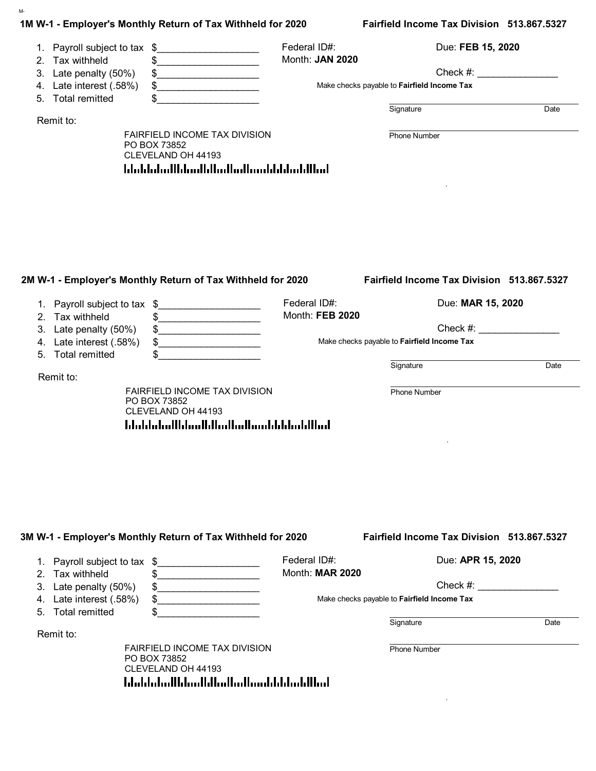## 1M W-1 - Employer's Monthly Return of Tax Withheld for 2020

**Fairfield Income Tax Division 513.867.5327**

1. Payroll subject to tax $__________________
2. Tax withheld $__________________
3. Late penalty (50%) $__________________
4. Late interest (.58%) $__________________
5. Total remitted $__________________

Federal ID#:

Month: **JAN 2020**

Due: **FEB 15, 2020**

Check #: ______________

Make checks payable to **Fairfield Income Tax**

Signature ______________________ Date ______

Phone Number ______________________

Remit to:

FAIRFIELD INCOME TAX DIVISION
PO BOX 73852
CLEVELAND OH 44193

## 2M W-1 - Employer's Monthly Return of Tax Withheld for 2020

**Fairfield Income Tax Division 513.867.5327**

1. Payroll subject to tax $__________________
2. Tax withheld $__________________
3. Late penalty (50%) $__________________
4. Late interest (.58%) $__________________
5. Total remitted $__________________

Federal ID#:

Month: **FEB 2020**

Due: **MAR 15, 2020**

Check #: ______________

Make checks payable to **Fairfield Income Tax**

Signature ______________________ Date ______

Phone Number ______________________

Remit to:

FAIRFIELD INCOME TAX DIVISION
PO BOX 73852
CLEVELAND OH 44193

## 3M W-1 - Employer's Monthly Return of Tax Withheld for 2020

**Fairfield Income Tax Division 513.867.5327**

1. Payroll subject to tax $__________________
2. Tax withheld $__________________
3. Late penalty (50%) $__________________
4. Late interest (.58%) $__________________
5. Total remitted $__________________

Federal ID#:

Month: **MAR 2020**

Due: **APR 15, 2020**

Check #: ______________

Make checks payable to **Fairfield Income Tax**

Signature ______________________ Date ______

Phone Number ______________________

Remit to:

FAIRFIELD INCOME TAX DIVISION
PO BOX 73852
CLEVELAND OH 44193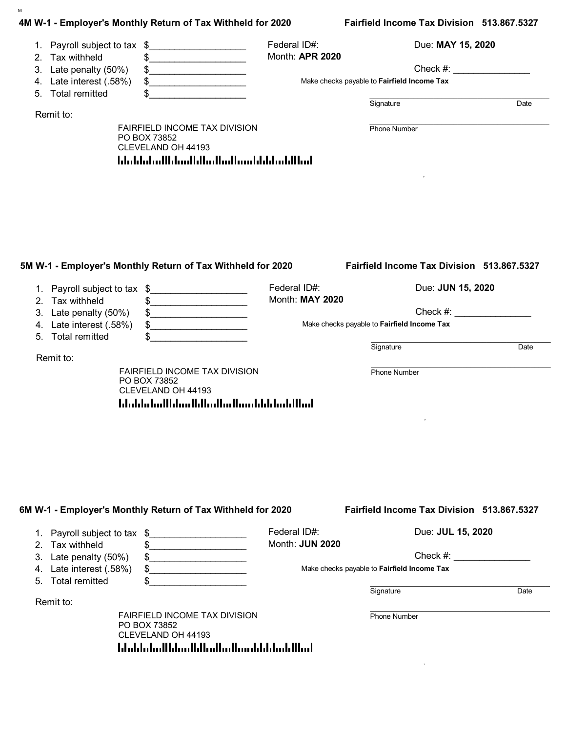M-

## 4M W-1 - Employer's Monthly Return of Tax Withheld for 2020

**Fairfield Income Tax Division 513.867.5327**

1. Payroll subject to tax $___________________
2. Tax withheld $___________________
3. Late penalty (50%) $___________________
4. Late interest (.58%) $___________________
5. Total remitted $___________________

Federal ID#:

Month: **APR 2020**

Due: **MAY 15, 2020**

Check #: _______________

Make checks payable to **Fairfield Income Tax**

Signature _______________ Date _______________

Phone Number _______________

Remit to:

FAIRFIELD INCOME TAX DIVISION
PO BOX 73852
CLEVELAND OH 44193

## 5M W-1 - Employer's Monthly Return of Tax Withheld for 2020

**Fairfield Income Tax Division 513.867.5327**

1. Payroll subject to tax $___________________
2. Tax withheld $___________________
3. Late penalty (50%) $___________________
4. Late interest (.58%) $___________________
5. Total remitted $___________________

Federal ID#:

Month: **MAY 2020**

Due: **JUN 15, 2020**

Check #: _______________

Make checks payable to **Fairfield Income Tax**

Signature _______________ Date _______________

Phone Number _______________

Remit to:

FAIRFIELD INCOME TAX DIVISION
PO BOX 73852
CLEVELAND OH 44193

## 6M W-1 - Employer's Monthly Return of Tax Withheld for 2020

**Fairfield Income Tax Division 513.867.5327**

1. Payroll subject to tax $___________________
2. Tax withheld $___________________
3. Late penalty (50%) $___________________
4. Late interest (.58%) $___________________
5. Total remitted $___________________

Federal ID#:

Month: **JUN 2020**

Due: **JUL 15, 2020**

Check #: _______________

Make checks payable to **Fairfield Income Tax**

Signature _______________ Date _______________

Phone Number _______________

Remit to:

FAIRFIELD INCOME TAX DIVISION
PO BOX 73852
CLEVELAND OH 44193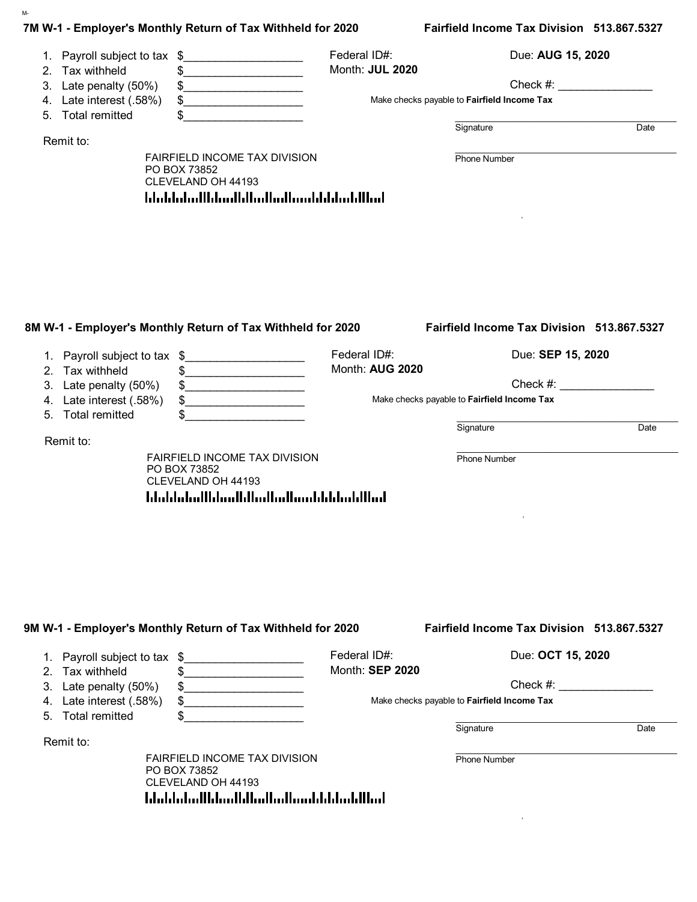M-

## 7M W-1 - Employer's Monthly Return of Tax Withheld for 2020

**Fairfield Income Tax Division 513.867.5327**

1. Payroll subject to tax $__________________
2. Tax withheld $__________________
3. Late penalty (50%) $__________________
4. Late interest (.58%) $__________________
5. Total remitted $__________________

Federal ID#:

Month: **JUL 2020**

Due: **AUG 15, 2020**

Check #: _______________

Make checks payable to **Fairfield Income Tax**

Signature ______________________ Date

Phone Number ______________________

Remit to:

FAIRFIELD INCOME TAX DIVISION
PO BOX 73852
CLEVELAND OH 44193

---

## 8M W-1 - Employer's Monthly Return of Tax Withheld for 2020

**Fairfield Income Tax Division 513.867.5327**

1. Payroll subject to tax $__________________
2. Tax withheld $__________________
3. Late penalty (50%) $__________________
4. Late interest (.58%) $__________________
5. Total remitted $__________________

Federal ID#:

Month: **AUG 2020**

Due: **SEP 15, 2020**

Check #: _______________

Make checks payable to **Fairfield Income Tax**

Signature ______________________ Date

Phone Number ______________________

Remit to:

FAIRFIELD INCOME TAX DIVISION
PO BOX 73852
CLEVELAND OH 44193

---

## 9M W-1 - Employer's Monthly Return of Tax Withheld for 2020

**Fairfield Income Tax Division 513.867.5327**

1. Payroll subject to tax $__________________
2. Tax withheld $__________________
3. Late penalty (50%) $__________________
4. Late interest (.58%) $__________________
5. Total remitted $__________________

Federal ID#:

Month: **SEP 2020**

Due: **OCT 15, 2020**

Check #: _______________

Make checks payable to **Fairfield Income Tax**

Signature ______________________ Date

Phone Number ______________________

Remit to:

FAIRFIELD INCOME TAX DIVISION
PO BOX 73852
CLEVELAND OH 44193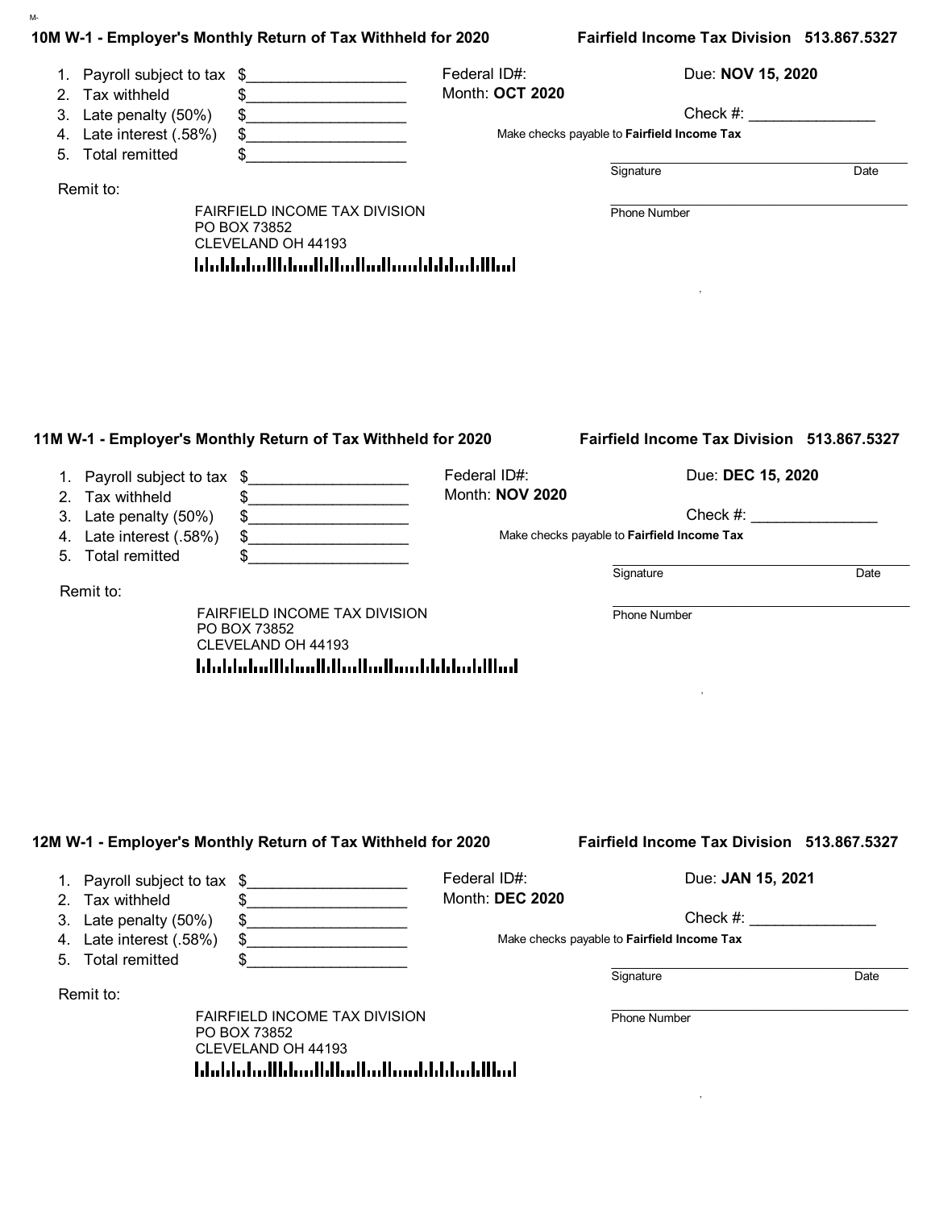M-

## 10M W-1 - Employer's Monthly Return of Tax Withheld for 2020

**Fairfield Income Tax Division 513.867.5327**

1. Payroll subject to tax $___________________
2. Tax withheld $___________________
3. Late penalty (50%) $___________________
4. Late interest (.58%) $___________________
5. Total remitted $___________________

Federal ID#:

Month: **OCT 2020**

Due: **NOV 15, 2020**

Check #: _______________

Make checks payable to **Fairfield Income Tax**

Signature Date

Phone Number

Remit to:

FAIRFIELD INCOME TAX DIVISION
PO BOX 73852
CLEVELAND OH 44193

## 11M W-1 - Employer's Monthly Return of Tax Withheld for 2020

**Fairfield Income Tax Division 513.867.5327**

1. Payroll subject to tax $___________________
2. Tax withheld $___________________
3. Late penalty (50%) $___________________
4. Late interest (.58%) $___________________
5. Total remitted $___________________

Federal ID#:

Month: **NOV 2020**

Due: **DEC 15, 2020**

Check #: _______________

Make checks payable to **Fairfield Income Tax**

Signature Date

Phone Number

Remit to:

FAIRFIELD INCOME TAX DIVISION
PO BOX 73852
CLEVELAND OH 44193

## 12M W-1 - Employer's Monthly Return of Tax Withheld for 2020

**Fairfield Income Tax Division 513.867.5327**

1. Payroll subject to tax $___________________
2. Tax withheld $___________________
3. Late penalty (50%) $___________________
4. Late interest (.58%) $___________________
5. Total remitted $___________________

Federal ID#:

Month: **DEC 2020**

Due: **JAN 15, 2021**

Check #: _______________

Make checks payable to **Fairfield Income Tax**

Signature Date

Phone Number

Remit to:

FAIRFIELD INCOME TAX DIVISION
PO BOX 73852
CLEVELAND OH 44193